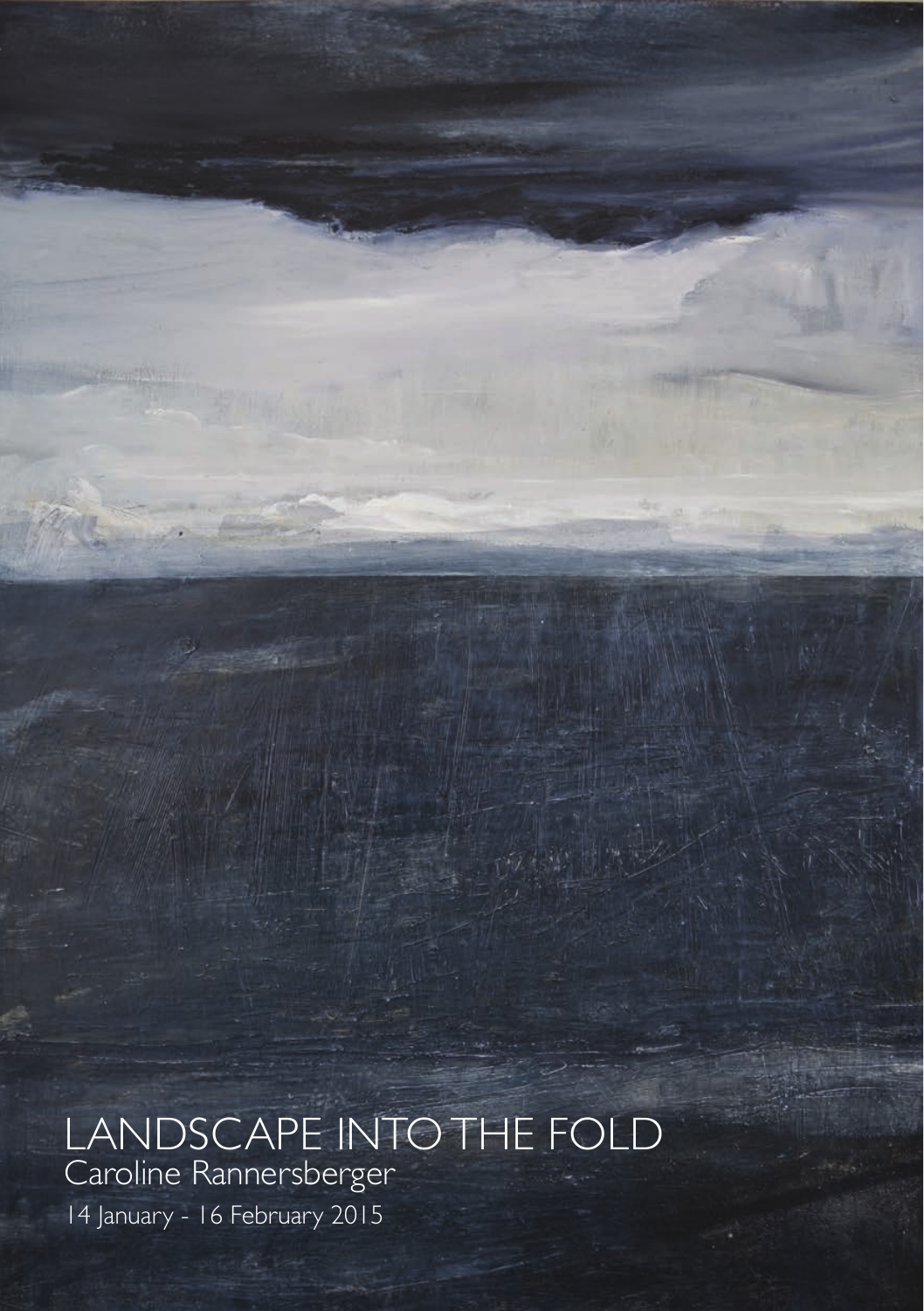# LANDSCAPE INTO THE FOLD

Caroline Rannersberger

14 January - 16 February 2015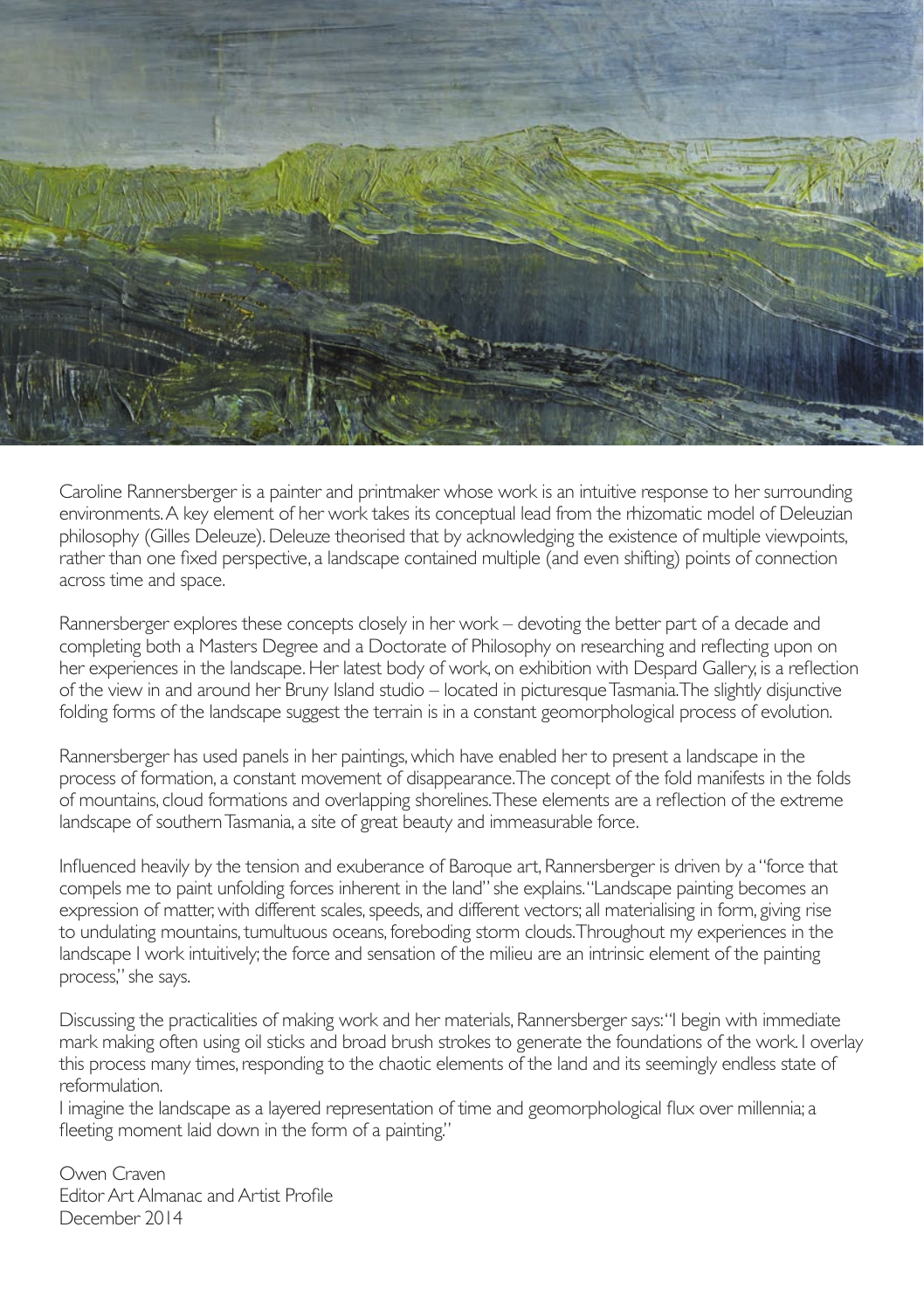Caroline Rannersberger is a painter and printmaker whose work is an intuitive response to her surrounding environments. A key element of her work takes its conceptual lead from the rhizomatic model of Deleuzian philosophy (Gilles Deleuze). Deleuze theorised that by acknowledging the existence of multiple viewpoints, rather than one fixed perspective, a landscape contained multiple (and even shifting) points of connection across time and space.

Rannersberger explores these concepts closely in her work – devoting the better part of a decade and completing both a Masters Degree and a Doctorate of Philosophy on researching and reflecting upon on her experiences in the landscape. Her latest body of work, on exhibition with Despard Gallery, is a reflection of the view in and around her Bruny Island studio – located in picturesque Tasmania. The slightly disjunctive folding forms of the landscape suggest the terrain is in a constant geomorphological process of evolution.

Rannersberger has used panels in her paintings, which have enabled her to present a landscape in the process of formation, a constant movement of disappearance. The concept of the fold manifests in the folds of mountains, cloud formations and overlapping shorelines. These elements are a reflection of the extreme landscape of southern Tasmania, a site of great beauty and immeasurable force.

Influenced heavily by the tension and exuberance of Baroque art, Rannersberger is driven by a "force that compels me to paint unfolding forces inherent in the land" she explains. "Landscape painting becomes an expression of matter, with different scales, speeds, and different vectors; all materialising in form, giving rise to undulating mountains, tumultuous oceans, foreboding storm clouds. Throughout my experiences in the landscape I work intuitively; the force and sensation of the milieu are an intrinsic element of the painting process," she says.

Discussing the practicalities of making work and her materials, Rannersberger says: "I begin with immediate mark making often using oil sticks and broad brush strokes to generate the foundations of the work. I overlay this process many times, responding to the chaotic elements of the land and its seemingly endless state of reformulation.

I imagine the landscape as a layered representation of time and geomorphological flux over millennia; a fleeting moment laid down in the form of a painting."

Owen Craven
Editor Art Almanac and Artist Profile
December 2014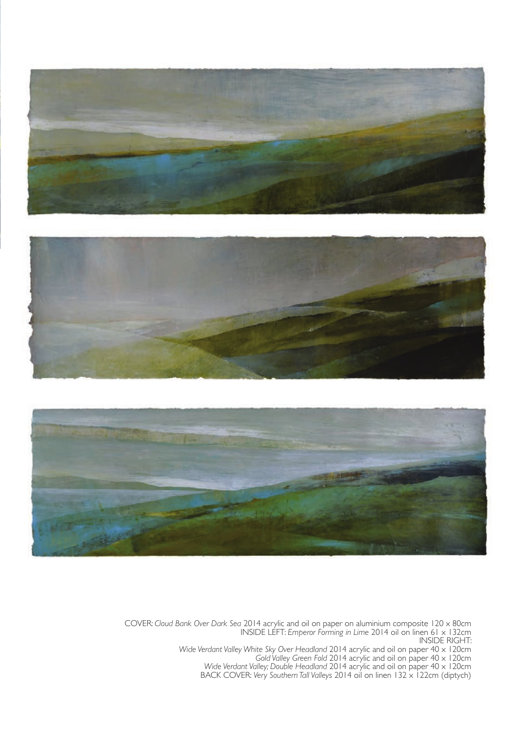COVER: *Cloud Bank Over Dark Sea* 2014 acrylic and oil on paper on aluminium composite 120 x 80cm
INSIDE LEFT: *Emperor Forming in Lime* 2014 oil on linen 61 x 132cm
INSIDE RIGHT:
*Wide Verdant Valley White Sky Over Headland* 2014 acrylic and oil on paper 40 x 120cm
*Gold Valley Green Fold* 2014 acrylic and oil on paper 40 x 120cm
*Wide Verdant Valley; Double Headland* 2014 acrylic and oil on paper 40 x 120cm
BACK COVER: *Very Southern Tall Valleys* 2014 oil on linen 132 x 122cm (diptych)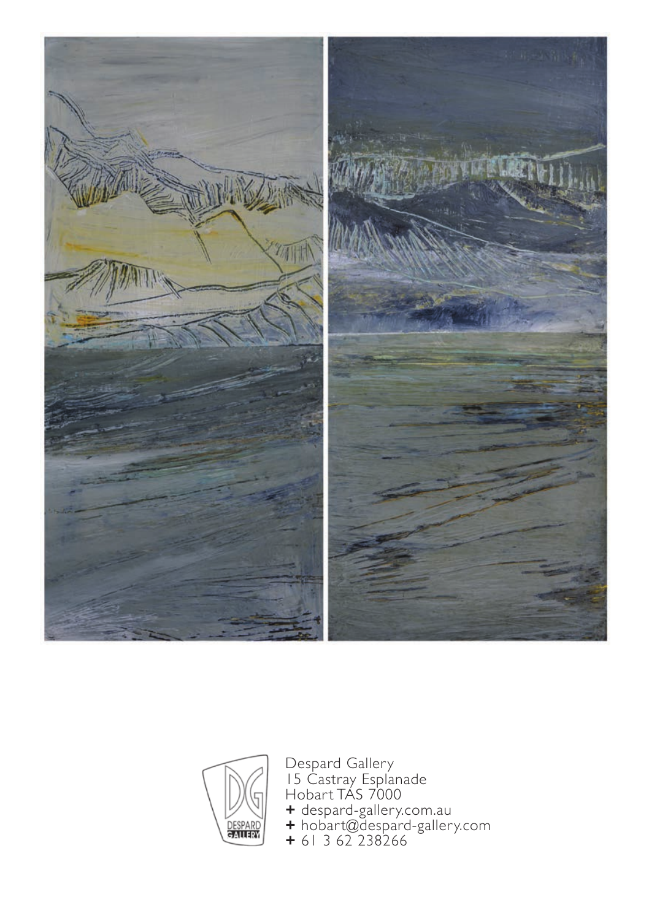Despard Gallery
15 Castray Esplanade
Hobart TAS 7000
+ despard-gallery.com.au
+ hobart@despard-gallery.com
+ 61 3 62 238266